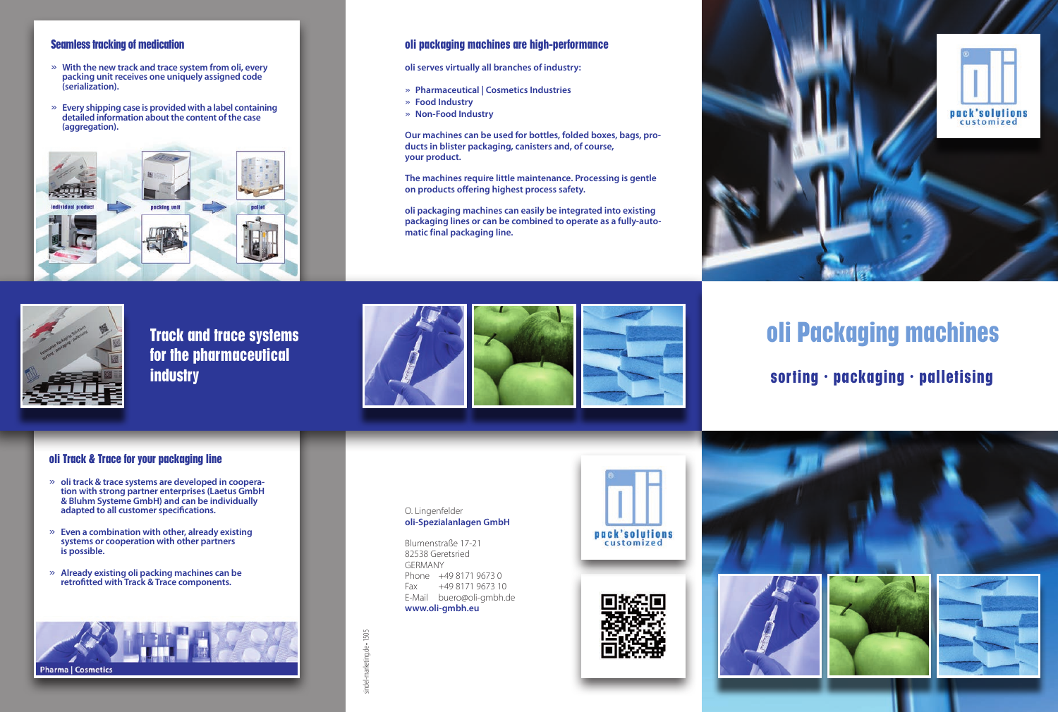## Seamless tracking of medication

- With the new track and trace system from oli, every packing unit receives one uniquely assigned code (serialization).
- Every shipping case is provided with a label containing detailed information about the content of the case (aggregation).

individual product → packing unit → pallet

# Track and trace systems for the pharmaceutical industry

## oli Track & Trace for your packaging line

- oli track & trace systems are developed in cooperation with strong partner enterprises (Laetus GmbH & Bluhm Systeme GmbH) and can be individually adapted to all customer specifications.
- Even a combination with other, already existing systems or cooperation with other partners is possible.
- Already existing oli packing machines can be retrofitted with Track & Trace components.

Pharma | Cosmetics

## oli packaging machines are high-performance

**oli serves virtually all branches of industry:**

- Pharmaceutical | Cosmetics Industries
- Food Industry
- Non-Food Industry

**Our machines can be used for bottles, folded boxes, bags, products in blister packaging, canisters and, of course, your product.**

**The machines require little maintenance. Processing is gentle on products offering highest process safety.**

**oli packaging machines can easily be integrated into existing packaging lines or can be combined to operate as a fully-automatic final packaging line.**

O. Lingenfelder
**oli-Spezialanlagen GmbH**

Blumenstraße 17-21
82538 Geretsried
GERMANY
Phone +49 8171 9673 0
Fax +49 8171 9673 10
E-Mail buero@oli-gmbh.de
**www.oli-gmbh.eu**

sindel-marketing.de • 1505

pack'solutions customized

# oli Packaging machines

## sorting · packaging · palletising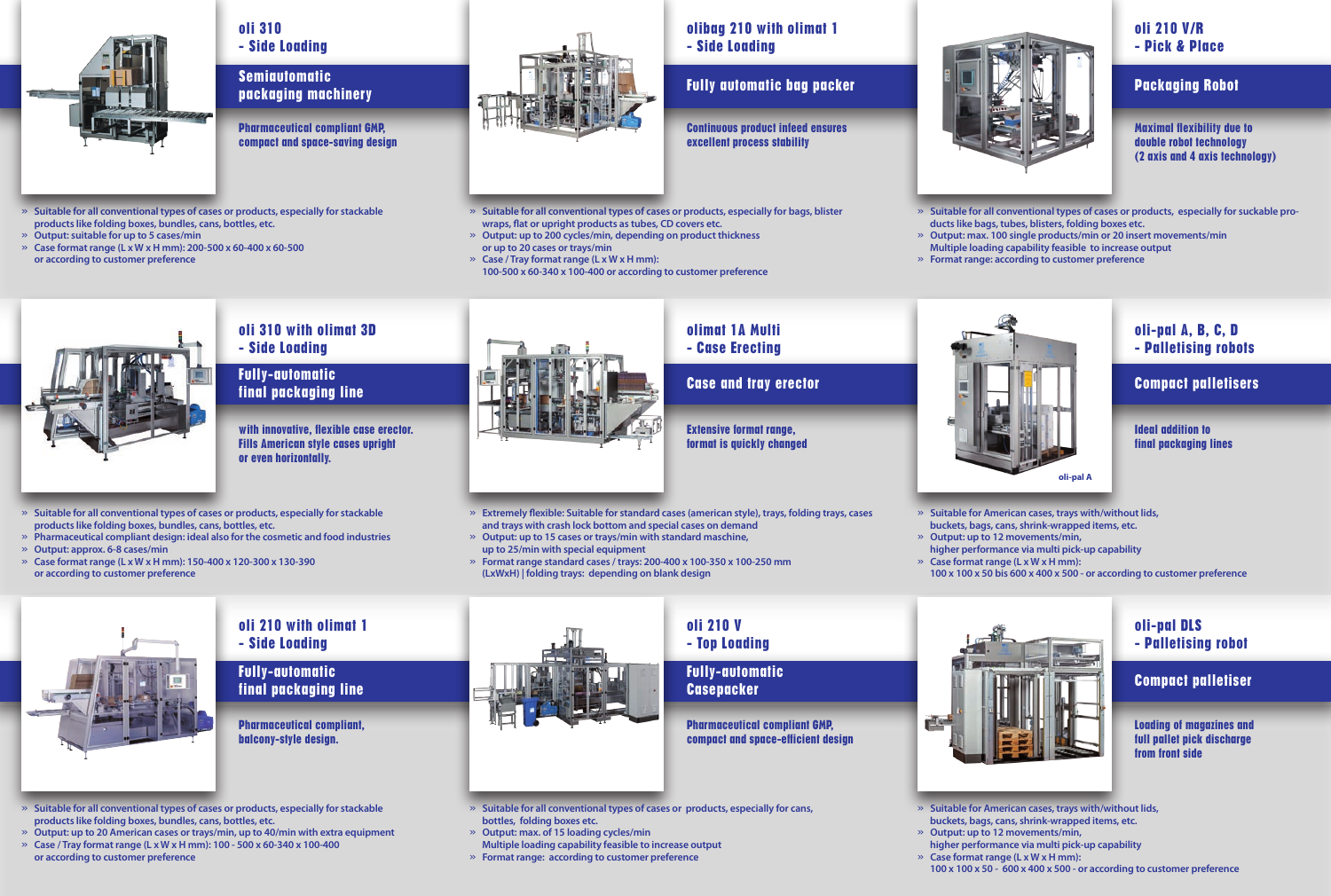## oli 310 - Side Loading

### Semiautomatic packaging machinery

**Pharmaceutical compliant GMP, compact and space-saving design**

- Suitable for all conventional types of cases or products, especially for stackable products like folding boxes, bundles, cans, bottles, etc.
- Output: suitable for up to 5 cases/min
- Case format range (L x W x H mm): 200-500 x 60-400 x 60-500 or according to customer preference

## olibag 210 with olimat 1 - Side Loading

### Fully automatic bag packer

**Continuous product infeed ensures excellent process stability**

- Suitable for all conventional types of cases or products, especially for bags, blister wraps, flat or upright products as tubes, CD covers etc.
- Output: up to 200 cycles/min, depending on product thickness or up to 20 cases or trays/min
- Case / Tray format range (L x W x H mm): 100-500 x 60-340 x 100-400 or according to customer preference

## oli 210 V/R - Pick & Place

### Packaging Robot

**Maximal flexibility due to double robot technology (2 axis and 4 axis technology)**

- Suitable for all conventional types of cases or products, especially for suckable products like bags, tubes, blisters, folding boxes etc.
- Output: max. 100 single products/min or 20 insert movements/min Multiple loading capability feasible to increase output
- Format range: according to customer preference

## oli 310 with olimat 3D - Side Loading

### Fully-automatic final packaging line

**with innovative, flexible case erector. Fills American style cases upright or even horizontally.**

- Suitable for all conventional types of cases or products, especially for stackable products like folding boxes, bundles, cans, bottles, etc.
- Pharmaceutical compliant design: ideal also for the cosmetic and food industries
- Output: approx. 6-8 cases/min
- Case format range (L x W x H mm): 150-400 x 120-300 x 130-390 or according to customer preference

## olimat 1A Multi - Case Erecting

### Case and tray erector

**Extensive format range, format is quickly changed**

- Extremely flexible: Suitable for standard cases (american style), trays, folding trays, cases and trays with crash lock bottom and special cases on demand
- Output: up to 15 cases or trays/min with standard maschine, up to 25/min with special equipment
- Format range standard cases / trays: 200-400 x 100-350 x 100-250 mm (LxWxH) | folding trays: depending on blank design

## oli-pal A, B, C, D - Palletising robots

### Compact palletisers

**Ideal addition to final packaging lines**

oli-pal A

- Suitable for American cases, trays with/without lids, buckets, bags, cans, shrink-wrapped items, etc.
- Output: up to 12 movements/min, higher performance via multi pick-up capability
- Case format range (L x W x H mm): 100 x 100 x 50 bis 600 x 400 x 500 - or according to customer preference

## oli 210 with olimat 1 - Side Loading

### Fully-automatic final packaging line

**Pharmaceutical compliant, balcony-style design.**

- Suitable for all conventional types of cases or products, especially for stackable products like folding boxes, bundles, cans, bottles, etc.
- Output: up to 20 American cases or trays/min, up to 40/min with extra equipment
- Case / Tray format range (L x W x H mm): 100 - 500 x 60-340 x 100-400 or according to customer preference

## oli 210 V - Top Loading

### Fully-automatic Casepacker

**Pharmaceutical compliant GMP, compact and space-efficient design**

- Suitable for all conventional types of cases or products, especially for cans, bottles, folding boxes etc.
- Output: max. of 15 loading cycles/min Multiple loading capability feasible to increase output
- Format range: according to customer preference

## oli-pal DLS - Palletising robot

### Compact palletiser

**Loading of magazines and full pallet pick discharge from front side**

- Suitable for American cases, trays with/without lids, buckets, bags, cans, shrink-wrapped items, etc.
- Output: up to 12 movements/min, higher performance via multi pick-up capability
- Case format range (L x W x H mm): 100 x 100 x 50 - 600 x 400 x 500 - or according to customer preference